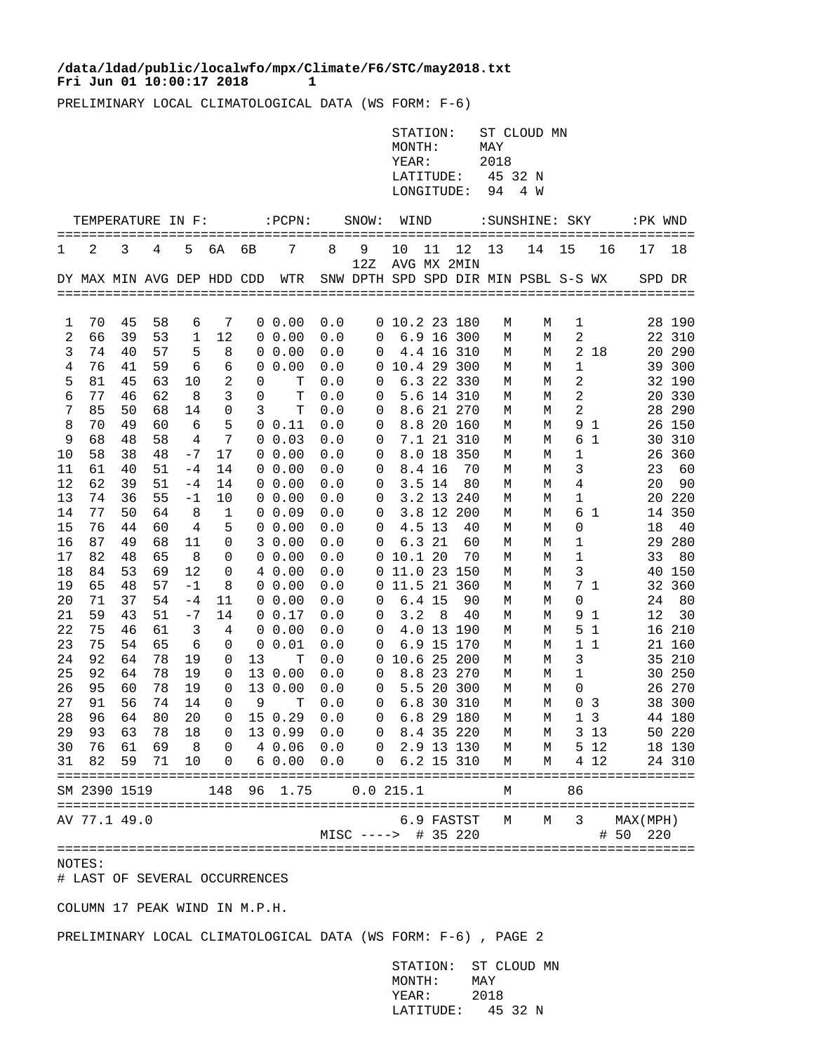**/data/ldad/public/localwfo/mpx/Climate/F6/STC/may2018.txt**
**Fri Jun 01 10:00:17 2018 1**

PRELIMINARY LOCAL CLIMATOLOGICAL DATA (WS FORM: F-6)

STATION: ST CLOUD MN
MONTH: MAY
YEAR: 2018
LATITUDE: 45 32 N
LONGITUDE: 94 4 W

| TEMPERATURE IN F: | | | | | | | :PCPN: | SNOW: | | WIND | | | :SUNSHINE: | | SKY | | :PK WND | |
|---|---|---|---|---|---|---|---|---|---|---|---|---|---|---|---|---|---|---|
| 1 | 2 | 3 | 4 | 5 | 6A | 6B | 7 | 8 | 9 | 10 | 11 | 12 | 13 | 14 | 15 | 16 | 17 | 18 |
| | | | | | | | | | 12Z | AVG | MX | 2MIN | | | | | | |
| DY | MAX | MIN | AVG | DEP | HDD | CDD | WTR | SNW | DPTH | SPD | SPD | DIR | MIN | PSBL | S-S | WX | SPD | DR |
| 1 | 70 | 45 | 58 | 6 | 7 | 0 | 0.00 | 0.0 | 0 | 10.2 | 23 | 180 | M | M | 1 | | 28 | 190 |
| 2 | 66 | 39 | 53 | 1 | 12 | 0 | 0.00 | 0.0 | 0 | 6.9 | 16 | 300 | M | M | 2 | | 22 | 310 |
| 3 | 74 | 40 | 57 | 5 | 8 | 0 | 0.00 | 0.0 | 0 | 4.4 | 16 | 310 | M | M | 2 | 18 | 20 | 290 |
| 4 | 76 | 41 | 59 | 6 | 6 | 0 | 0.00 | 0.0 | 0 | 10.4 | 29 | 300 | M | M | 1 | | 39 | 300 |
| 5 | 81 | 45 | 63 | 10 | 2 | 0 | T | 0.0 | 0 | 6.3 | 22 | 330 | M | M | 2 | | 32 | 190 |
| 6 | 77 | 46 | 62 | 8 | 3 | 0 | T | 0.0 | 0 | 5.6 | 14 | 310 | M | M | 2 | | 20 | 330 |
| 7 | 85 | 50 | 68 | 14 | 0 | 3 | T | 0.0 | 0 | 8.6 | 21 | 270 | M | M | 2 | | 28 | 290 |
| 8 | 70 | 49 | 60 | 6 | 5 | 0 | 0.11 | 0.0 | 0 | 8.8 | 20 | 160 | M | M | 9 | 1 | 26 | 150 |
| 9 | 68 | 48 | 58 | 4 | 7 | 0 | 0.03 | 0.0 | 0 | 7.1 | 21 | 310 | M | M | 6 | 1 | 30 | 310 |
| 10 | 58 | 38 | 48 | -7 | 17 | 0 | 0.00 | 0.0 | 0 | 8.0 | 18 | 350 | M | M | 1 | | 26 | 360 |
| 11 | 61 | 40 | 51 | -4 | 14 | 0 | 0.00 | 0.0 | 0 | 8.4 | 16 | 70 | M | M | 3 | | 23 | 60 |
| 12 | 62 | 39 | 51 | -4 | 14 | 0 | 0.00 | 0.0 | 0 | 3.5 | 14 | 80 | M | M | 4 | | 20 | 90 |
| 13 | 74 | 36 | 55 | -1 | 10 | 0 | 0.00 | 0.0 | 0 | 3.2 | 13 | 240 | M | M | 1 | | 20 | 220 |
| 14 | 77 | 50 | 64 | 8 | 1 | 0 | 0.09 | 0.0 | 0 | 3.8 | 12 | 200 | M | M | 6 | 1 | 14 | 350 |
| 15 | 76 | 44 | 60 | 4 | 5 | 0 | 0.00 | 0.0 | 0 | 4.5 | 13 | 40 | M | M | 0 | | 18 | 40 |
| 16 | 87 | 49 | 68 | 11 | 0 | 3 | 0.00 | 0.0 | 0 | 6.3 | 21 | 60 | M | M | 1 | | 29 | 280 |
| 17 | 82 | 48 | 65 | 8 | 0 | 0 | 0.00 | 0.0 | 0 | 10.1 | 20 | 70 | M | M | 1 | | 33 | 80 |
| 18 | 84 | 53 | 69 | 12 | 0 | 4 | 0.00 | 0.0 | 0 | 11.0 | 23 | 150 | M | M | 3 | | 40 | 150 |
| 19 | 65 | 48 | 57 | -1 | 8 | 0 | 0.00 | 0.0 | 0 | 11.5 | 21 | 360 | M | M | 7 | 1 | 32 | 360 |
| 20 | 71 | 37 | 54 | -4 | 11 | 0 | 0.00 | 0.0 | 0 | 6.4 | 15 | 90 | M | M | 0 | | 24 | 80 |
| 21 | 59 | 43 | 51 | -7 | 14 | 0 | 0.17 | 0.0 | 0 | 3.2 | 8 | 40 | M | M | 9 | 1 | 12 | 30 |
| 22 | 75 | 46 | 61 | 3 | 4 | 0 | 0.00 | 0.0 | 0 | 4.0 | 13 | 190 | M | M | 5 | 1 | 16 | 210 |
| 23 | 75 | 54 | 65 | 6 | 0 | 0 | 0.01 | 0.0 | 0 | 6.9 | 15 | 170 | M | M | 1 | 1 | 21 | 160 |
| 24 | 92 | 64 | 78 | 19 | 0 | 13 | T | 0.0 | 0 | 10.6 | 25 | 200 | M | M | 3 | | 35 | 210 |
| 25 | 92 | 64 | 78 | 19 | 0 | 13 | 0.00 | 0.0 | 0 | 8.8 | 23 | 270 | M | M | 1 | | 30 | 250 |
| 26 | 95 | 60 | 78 | 19 | 0 | 13 | 0.00 | 0.0 | 0 | 5.5 | 20 | 300 | M | M | 0 | | 26 | 270 |
| 27 | 91 | 56 | 74 | 14 | 0 | 9 | T | 0.0 | 0 | 6.8 | 30 | 310 | M | M | 0 | 3 | 38 | 300 |
| 28 | 96 | 64 | 80 | 20 | 0 | 15 | 0.29 | 0.0 | 0 | 6.8 | 29 | 180 | M | M | 1 | 3 | 44 | 180 |
| 29 | 93 | 63 | 78 | 18 | 0 | 13 | 0.99 | 0.0 | 0 | 8.4 | 35 | 220 | M | M | 3 | 13 | 50 | 220 |
| 30 | 76 | 61 | 69 | 8 | 0 | 4 | 0.06 | 0.0 | 0 | 2.9 | 13 | 130 | M | M | 5 | 12 | 18 | 130 |
| 31 | 82 | 59 | 71 | 10 | 0 | 6 | 0.00 | 0.0 | 0 | 6.2 | 15 | 310 | M | M | 4 | 12 | 24 | 310 |
| SM | 2390 | 1519 | | | 148 | 96 | 1.75 | 0.0 | | 215.1 | | | M | | 86 | | | |
| AV | 77.1 | 49.0 | | | | | | | | 6.9 | FASTST | | M | M | 3 | | MAX(MPH) | |
| | | | | | | | | MISC ----> | | | # 35 | 220 | | | | | # 50 | 220 |

NOTES:
# LAST OF SEVERAL OCCURRENCES

COLUMN 17 PEAK WIND IN M.P.H.

PRELIMINARY LOCAL CLIMATOLOGICAL DATA (WS FORM: F-6) , PAGE 2

STATION: ST CLOUD MN
MONTH: MAY
YEAR: 2018
LATITUDE: 45 32 N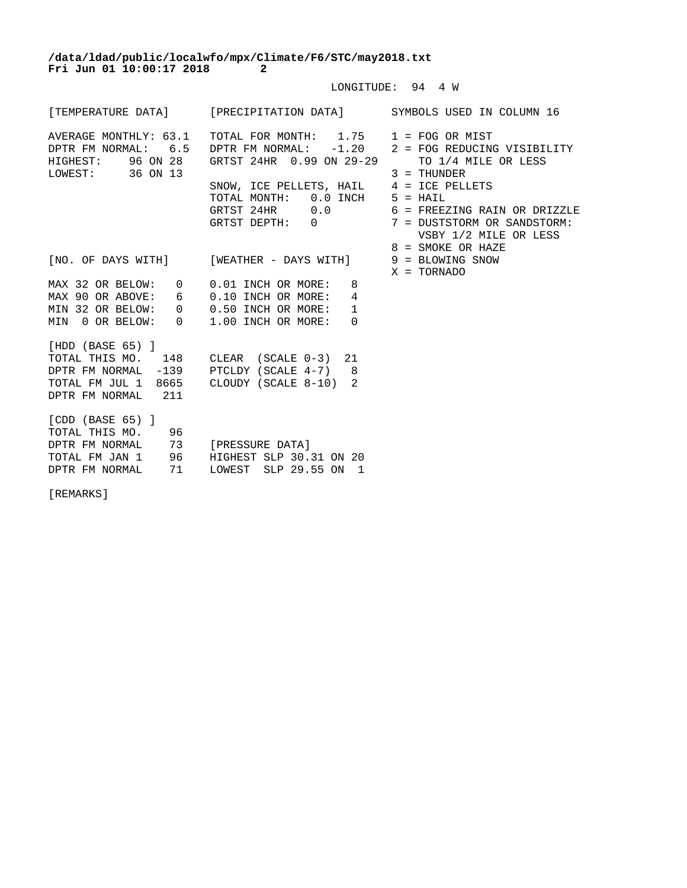```
/data/ldad/public/localwfo/mpx/Climate/F6/STC/may2018.txt
Fri Jun 01 10:00:17 2018       2

                                                LONGITUDE:  94  4 W

[TEMPERATURE DATA]      [PRECIPITATION DATA]       SYMBOLS USED IN COLUMN 16

AVERAGE MONTHLY: 63.1   TOTAL FOR MONTH:   1.75    1 = FOG OR MIST
DPTR FM NORMAL:   6.5   DPTR FM NORMAL:   -1.20    2 = FOG REDUCING VISIBILITY
HIGHEST:    96 ON 28    GRTST 24HR  0.99 ON 29-29      TO 1/4 MILE OR LESS
LOWEST:     36 ON 13                               3 = THUNDER
                        SNOW, ICE PELLETS, HAIL    4 = ICE PELLETS
                        TOTAL MONTH:   0.0 INCH    5 = HAIL
                        GRTST 24HR     0.0         6 = FREEZING RAIN OR DRIZZLE
                        GRTST DEPTH:   0           7 = DUSTSTORM OR SANDSTORM:
                                                       VSBY 1/2 MILE OR LESS
                                                   8 = SMOKE OR HAZE
[NO. OF DAYS WITH]      [WEATHER - DAYS WITH]      9 = BLOWING SNOW
                                                   X = TORNADO
MAX 32 OR BELOW:   0    0.01 INCH OR MORE:   8
MAX 90 OR ABOVE:   6    0.10 INCH OR MORE:   4
MIN 32 OR BELOW:   0    0.50 INCH OR MORE:   1
MIN  0 OR BELOW:   0    1.00 INCH OR MORE:   0

[HDD (BASE 65) ]
TOTAL THIS MO.   148    CLEAR  (SCALE 0-3)  21
DPTR FM NORMAL  -139    PTCLDY (SCALE 4-7)   8
TOTAL FM JUL 1  8665    CLOUDY (SCALE 8-10)  2
DPTR FM NORMAL   211

[CDD (BASE 65) ]
TOTAL THIS MO.    96
DPTR FM NORMAL    73    [PRESSURE DATA]
TOTAL FM JAN 1    96    HIGHEST SLP 30.31 ON 20
DPTR FM NORMAL    71    LOWEST  SLP 29.55 ON  1

[REMARKS]
```